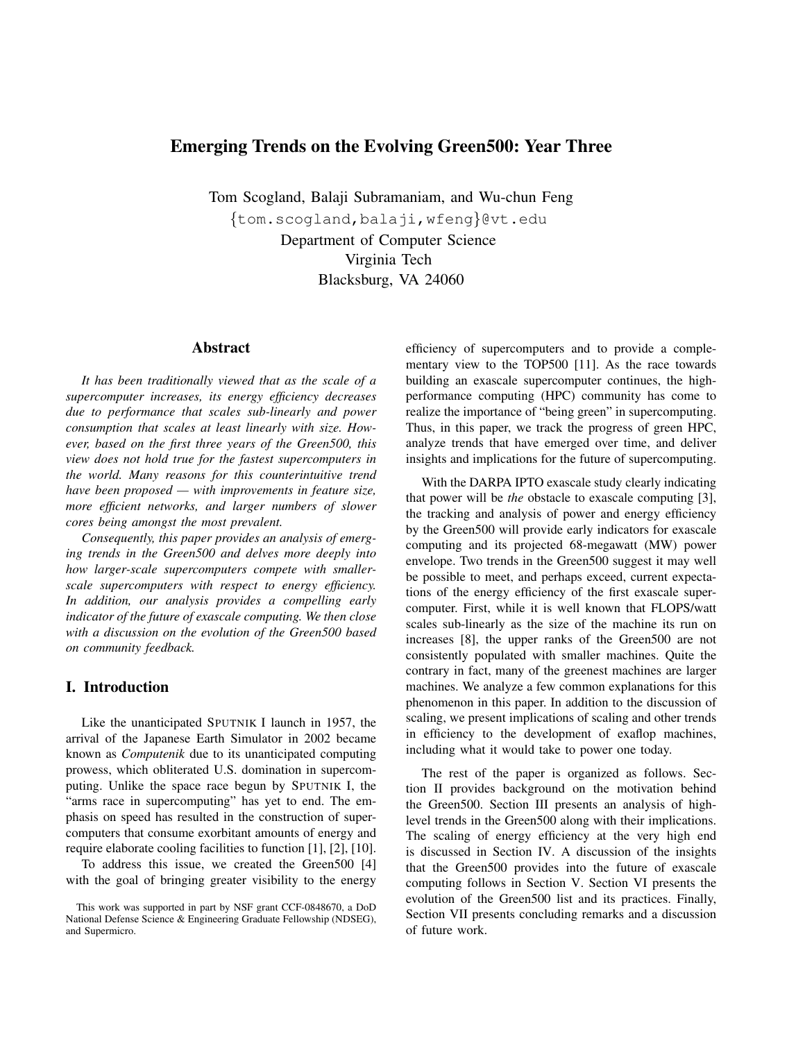# Emerging Trends on the Evolving Green500: Year Three

Tom Scogland, Balaji Subramaniam, and Wu-chun Feng

{tom.scogland,balaji,wfeng}@vt.edu

Department of Computer Science

Virginia Tech

Blacksburg, VA 24060

## Abstract

*It has been traditionally viewed that as the scale of a supercomputer increases, its energy efficiency decreases due to performance that scales sub-linearly and power consumption that scales at least linearly with size. However, based on the first three years of the Green500, this view does not hold true for the fastest supercomputers in the world. Many reasons for this counterintuitive trend have been proposed — with improvements in feature size, more efficient networks, and larger numbers of slower cores being amongst the most prevalent.*

*Consequently, this paper provides an analysis of emerging trends in the Green500 and delves more deeply into how larger-scale supercomputers compete with smaller-scale supercomputers with respect to energy efficiency. In addition, our analysis provides a compelling early indicator of the future of exascale computing. We then close with a discussion on the evolution of the Green500 based on community feedback.*

## I. Introduction

Like the unanticipated SPUTNIK I launch in 1957, the arrival of the Japanese Earth Simulator in 2002 became known as *Computenik* due to its unanticipated computing prowess, which obliterated U.S. domination in supercomputing. Unlike the space race begun by SPUTNIK I, the "arms race in supercomputing" has yet to end. The emphasis on speed has resulted in the construction of supercomputers that consume exorbitant amounts of energy and require elaborate cooling facilities to function [1], [2], [10].

To address this issue, we created the Green500 [4] with the goal of bringing greater visibility to the energy efficiency of supercomputers and to provide a complementary view to the TOP500 [11]. As the race towards building an exascale supercomputer continues, the high-performance computing (HPC) community has come to realize the importance of "being green" in supercomputing. Thus, in this paper, we track the progress of green HPC, analyze trends that have emerged over time, and deliver insights and implications for the future of supercomputing.

With the DARPA IPTO exascale study clearly indicating that power will be *the* obstacle to exascale computing [3], the tracking and analysis of power and energy efficiency by the Green500 will provide early indicators for exascale computing and its projected 68-megawatt (MW) power envelope. Two trends in the Green500 suggest it may well be possible to meet, and perhaps exceed, current expectations of the energy efficiency of the first exascale supercomputer. First, while it is well known that FLOPS/watt scales sub-linearly as the size of the machine its run on increases [8], the upper ranks of the Green500 are not consistently populated with smaller machines. Quite the contrary in fact, many of the greenest machines are larger machines. We analyze a few common explanations for this phenomenon in this paper. In addition to the discussion of scaling, we present implications of scaling and other trends in efficiency to the development of exaflop machines, including what it would take to power one today.

The rest of the paper is organized as follows. Section II provides background on the motivation behind the Green500. Section III presents an analysis of high-level trends in the Green500 along with their implications. The scaling of energy efficiency at the very high end is discussed in Section IV. A discussion of the insights that the Green500 provides into the future of exascale computing follows in Section V. Section VI presents the evolution of the Green500 list and its practices. Finally, Section VII presents concluding remarks and a discussion of future work.

This work was supported in part by NSF grant CCF-0848670, a DoD National Defense Science & Engineering Graduate Fellowship (NDSEG), and Supermicro.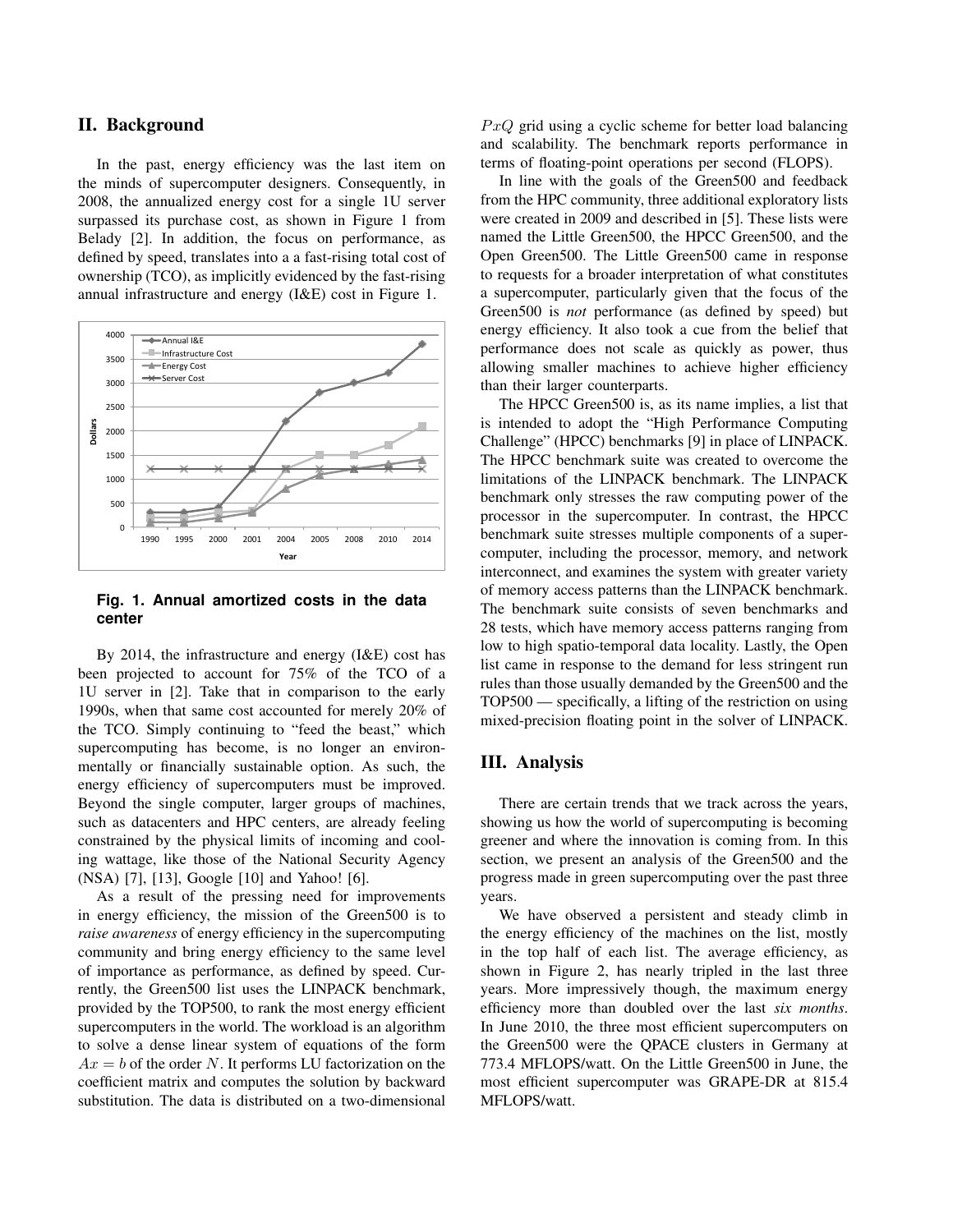## II. Background

In the past, energy efficiency was the last item on the minds of supercomputer designers. Consequently, in 2008, the annualized energy cost for a single 1U server surpassed its purchase cost, as shown in Figure 1 from Belady [2]. In addition, the focus on performance, as defined by speed, translates into a a fast-rising total cost of ownership (TCO), as implicitly evidenced by the fast-rising annual infrastructure and energy (I&E) cost in Figure 1.

**Fig. 1. Annual amortized costs in the data center**

By 2014, the infrastructure and energy (I&E) cost has been projected to account for 75% of the TCO of a 1U server in [2]. Take that in comparison to the early 1990s, when that same cost accounted for merely 20% of the TCO. Simply continuing to "feed the beast," which supercomputing has become, is no longer an environmentally or financially sustainable option. As such, the energy efficiency of supercomputers must be improved. Beyond the single computer, larger groups of machines, such as datacenters and HPC centers, are already feeling constrained by the physical limits of incoming and cooling wattage, like those of the National Security Agency (NSA) [7], [13], Google [10] and Yahoo! [6].

As a result of the pressing need for improvements in energy efficiency, the mission of the Green500 is to *raise awareness* of energy efficiency in the supercomputing community and bring energy efficiency to the same level of importance as performance, as defined by speed. Currently, the Green500 list uses the LINPACK benchmark, provided by the TOP500, to rank the most energy efficient supercomputers in the world. The workload is an algorithm to solve a dense linear system of equations of the form $Ax = b$ of the order $N$. It performs LU factorization on the coefficient matrix and computes the solution by backward substitution. The data is distributed on a two-dimensional $PxQ$ grid using a cyclic scheme for better load balancing and scalability. The benchmark reports performance in terms of floating-point operations per second (FLOPS).

In line with the goals of the Green500 and feedback from the HPC community, three additional exploratory lists were created in 2009 and described in [5]. These lists were named the Little Green500, the HPCC Green500, and the Open Green500. The Little Green500 came in response to requests for a broader interpretation of what constitutes a supercomputer, particularly given that the focus of the Green500 is *not* performance (as defined by speed) but energy efficiency. It also took a cue from the belief that performance does not scale as quickly as power, thus allowing smaller machines to achieve higher efficiency than their larger counterparts.

The HPCC Green500 is, as its name implies, a list that is intended to adopt the "High Performance Computing Challenge" (HPCC) benchmarks [9] in place of LINPACK. The HPCC benchmark suite was created to overcome the limitations of the LINPACK benchmark. The LINPACK benchmark only stresses the raw computing power of the processor in the supercomputer. In contrast, the HPCC benchmark suite stresses multiple components of a supercomputer, including the processor, memory, and network interconnect, and examines the system with greater variety of memory access patterns than the LINPACK benchmark. The benchmark suite consists of seven benchmarks and 28 tests, which have memory access patterns ranging from low to high spatio-temporal data locality. Lastly, the Open list came in response to the demand for less stringent run rules than those usually demanded by the Green500 and the TOP500 — specifically, a lifting of the restriction on using mixed-precision floating point in the solver of LINPACK.

## III. Analysis

There are certain trends that we track across the years, showing us how the world of supercomputing is becoming greener and where the innovation is coming from. In this section, we present an analysis of the Green500 and the progress made in green supercomputing over the past three years.

We have observed a persistent and steady climb in the energy efficiency of the machines on the list, mostly in the top half of each list. The average efficiency, as shown in Figure 2, has nearly tripled in the last three years. More impressively though, the maximum energy efficiency more than doubled over the last *six months*. In June 2010, the three most efficient supercomputers on the Green500 were the QPACE clusters in Germany at 773.4 MFLOPS/watt. On the Little Green500 in June, the most efficient supercomputer was GRAPE-DR at 815.4 MFLOPS/watt.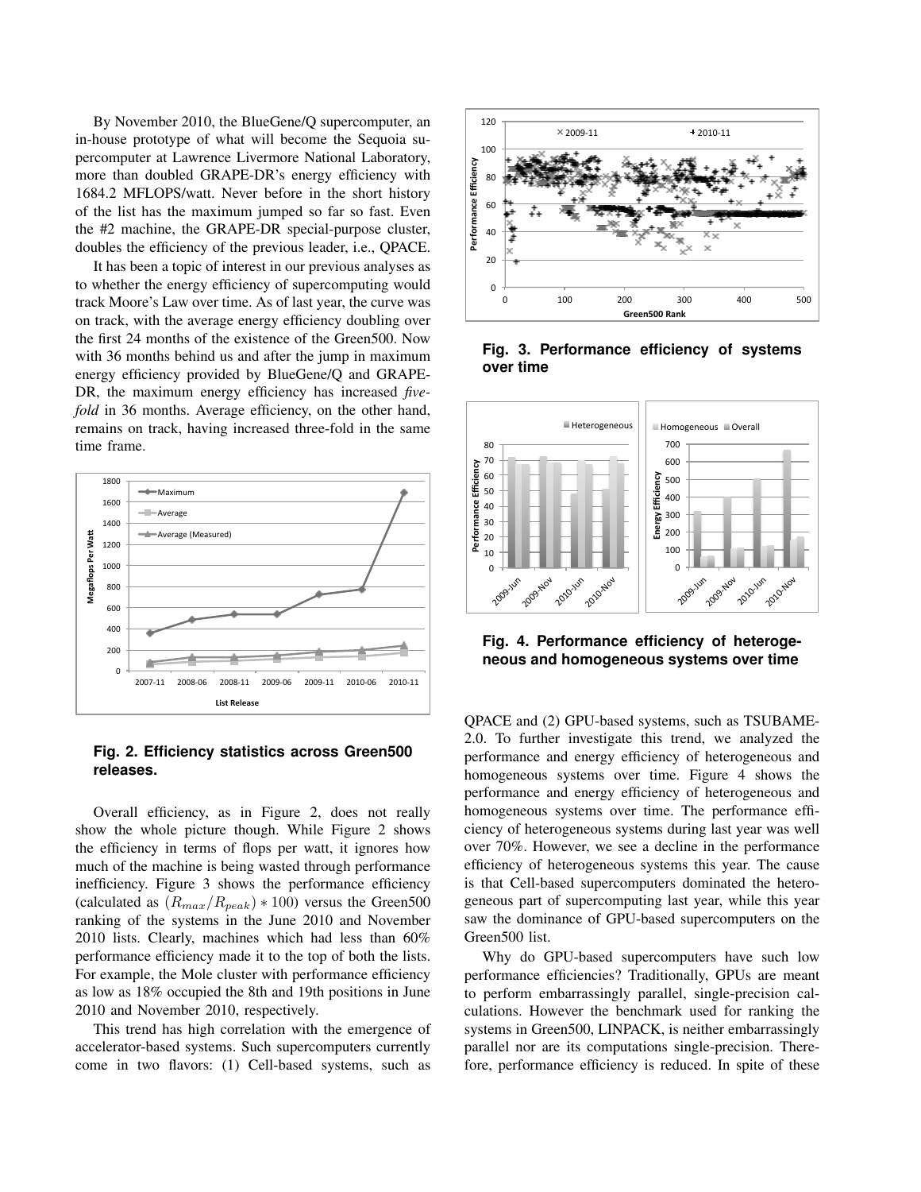By November 2010, the BlueGene/Q supercomputer, an in-house prototype of what will become the Sequoia supercomputer at Lawrence Livermore National Laboratory, more than doubled GRAPE-DR's energy efficiency with 1684.2 MFLOPS/watt. Never before in the short history of the list has the maximum jumped so far so fast. Even the #2 machine, the GRAPE-DR special-purpose cluster, doubles the efficiency of the previous leader, i.e., QPACE.

It has been a topic of interest in our previous analyses as to whether the energy efficiency of supercomputing would track Moore's Law over time. As of last year, the curve was on track, with the average energy efficiency doubling over the first 24 months of the existence of the Green500. Now with 36 months behind us and after the jump in maximum energy efficiency provided by BlueGene/Q and GRAPE-DR, the maximum energy efficiency has increased *five-fold* in 36 months. Average efficiency, on the other hand, remains on track, having increased three-fold in the same time frame.

**Fig. 2. Efficiency statistics across Green500 releases.**

Overall efficiency, as in Figure 2, does not really show the whole picture though. While Figure 2 shows the efficiency in terms of flops per watt, it ignores how much of the machine is being wasted through performance inefficiency. Figure 3 shows the performance efficiency (calculated as $(R_{max}/R_{peak}) * 100$) versus the Green500 ranking of the systems in the June 2010 and November 2010 lists. Clearly, machines which had less than 60% performance efficiency made it to the top of both the lists. For example, the Mole cluster with performance efficiency as low as 18% occupied the 8th and 19th positions in June 2010 and November 2010, respectively.

This trend has high correlation with the emergence of accelerator-based systems. Such supercomputers currently come in two flavors: (1) Cell-based systems, such as QPACE and (2) GPU-based systems, such as TSUBAME-2.0. To further investigate this trend, we analyzed the performance and energy efficiency of heterogeneous and homogeneous systems over time. Figure 4 shows the performance and energy efficiency of heterogeneous and homogeneous systems over time. The performance efficiency of heterogeneous systems during last year was well over 70%. However, we see a decline in the performance efficiency of heterogeneous systems this year. The cause is that Cell-based supercomputers dominated the heterogeneous part of supercomputing last year, while this year saw the dominance of GPU-based supercomputers on the Green500 list.

**Fig. 3. Performance efficiency of systems over time**

**Fig. 4. Performance efficiency of heterogeneous and homogeneous systems over time**

Why do GPU-based supercomputers have such low performance efficiencies? Traditionally, GPUs are meant to perform embarrassingly parallel, single-precision calculations. However the benchmark used for ranking the systems in Green500, LINPACK, is neither embarrassingly parallel nor are its computations single-precision. Therefore, performance efficiency is reduced. In spite of these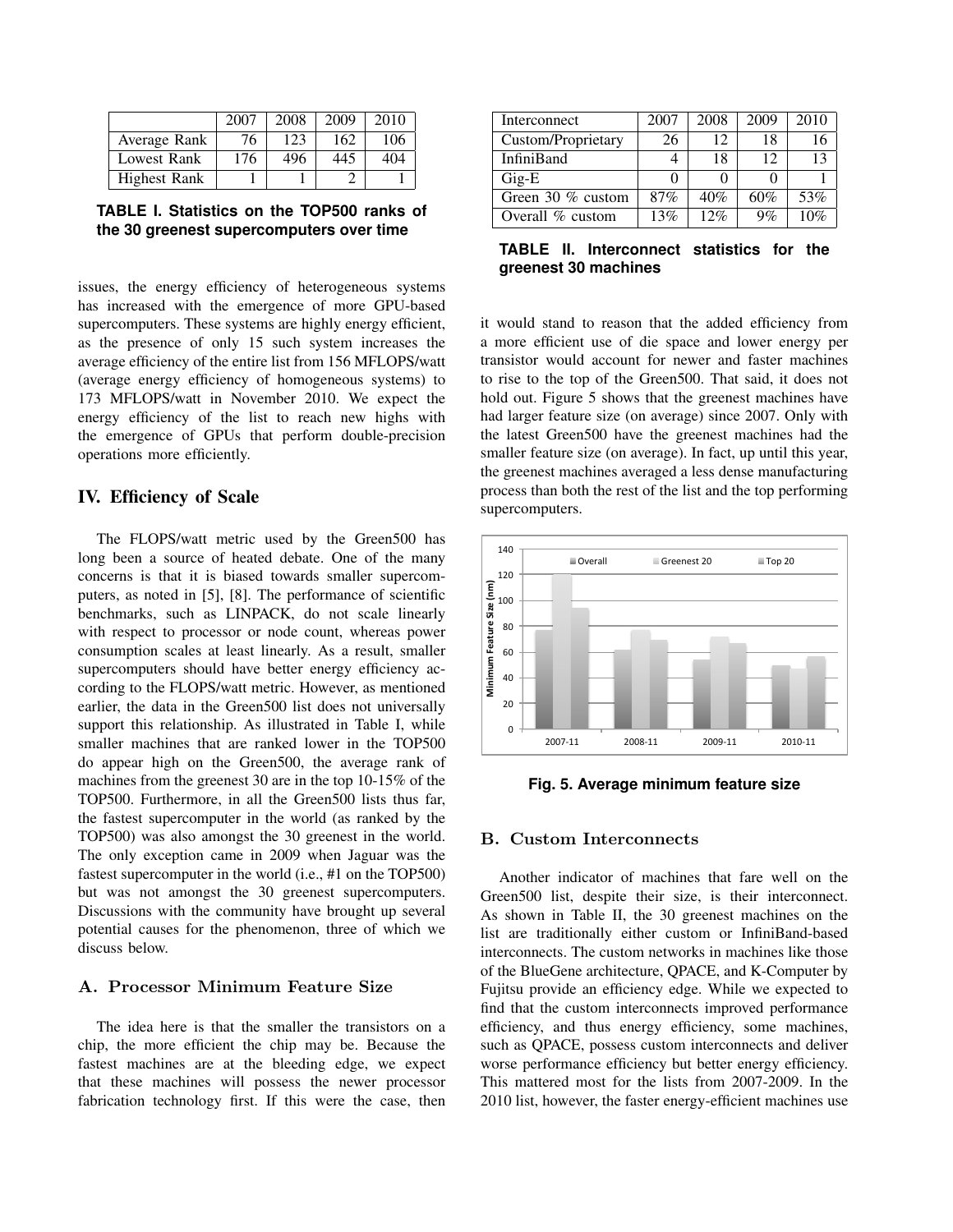|  | 2007 | 2008 | 2009 | 2010 |
|---|---|---|---|---|
| Average Rank | 76 | 123 | 162 | 106 |
| Lowest Rank | 176 | 496 | 445 | 404 |
| Highest Rank | 1 | 1 | 2 | 1 |

**TABLE I. Statistics on the TOP500 ranks of the 30 greenest supercomputers over time**

issues, the energy efficiency of heterogeneous systems has increased with the emergence of more GPU-based supercomputers. These systems are highly energy efficient, as the presence of only 15 such system increases the average efficiency of the entire list from 156 MFLOPS/watt (average energy efficiency of homogeneous systems) to 173 MFLOPS/watt in November 2010. We expect the energy efficiency of the list to reach new highs with the emergence of GPUs that perform double-precision operations more efficiently.

## IV. Efficiency of Scale

The FLOPS/watt metric used by the Green500 has long been a source of heated debate. One of the many concerns is that it is biased towards smaller supercomputers, as noted in [5], [8]. The performance of scientific benchmarks, such as LINPACK, do not scale linearly with respect to processor or node count, whereas power consumption scales at least linearly. As a result, smaller supercomputers should have better energy efficiency according to the FLOPS/watt metric. However, as mentioned earlier, the data in the Green500 list does not universally support this relationship. As illustrated in Table I, while smaller machines that are ranked lower in the TOP500 do appear high on the Green500, the average rank of machines from the greenest 30 are in the top 10-15% of the TOP500. Furthermore, in all the Green500 lists thus far, the fastest supercomputer in the world (as ranked by the TOP500) was also amongst the 30 greenest in the world. The only exception came in 2009 when Jaguar was the fastest supercomputer in the world (i.e., #1 on the TOP500) but was not amongst the 30 greenest supercomputers. Discussions with the community have brought up several potential causes for the phenomenon, three of which we discuss below.

### A. Processor Minimum Feature Size

The idea here is that the smaller the transistors on a chip, the more efficient the chip may be. Because the fastest machines are at the bleeding edge, we expect that these machines will possess the newer processor fabrication technology first. If this were the case, then it would stand to reason that the added efficiency from a more efficient use of die space and lower energy per transistor would account for newer and faster machines to rise to the top of the Green500. That said, it does not hold out. Figure 5 shows that the greenest machines have had larger feature size (on average) since 2007. Only with the latest Green500 have the greenest machines had the smaller feature size (on average). In fact, up until this year, the greenest machines averaged a less dense manufacturing process than both the rest of the list and the top performing supercomputers.

**Fig. 5. Average minimum feature size**

| Interconnect | 2007 | 2008 | 2009 | 2010 |
|---|---|---|---|---|
| Custom/Proprietary | 26 | 12 | 18 | 16 |
| InfiniBand | 4 | 18 | 12 | 13 |
| Gig-E | 0 | 0 | 0 | 1 |
| Green 30 % custom | 87% | 40% | 60% | 53% |
| Overall % custom | 13% | 12% | 9% | 10% |

**TABLE II. Interconnect statistics for the greenest 30 machines**

### B. Custom Interconnects

Another indicator of machines that fare well on the Green500 list, despite their size, is their interconnect. As shown in Table II, the 30 greenest machines on the list are traditionally either custom or InfiniBand-based interconnects. The custom networks in machines like those of the BlueGene architecture, QPACE, and K-Computer by Fujitsu provide an efficiency edge. While we expected to find that the custom interconnects improved performance efficiency, and thus energy efficiency, some machines, such as QPACE, possess custom interconnects and deliver worse performance efficiency but better energy efficiency. This mattered most for the lists from 2007-2009. In the 2010 list, however, the faster energy-efficient machines use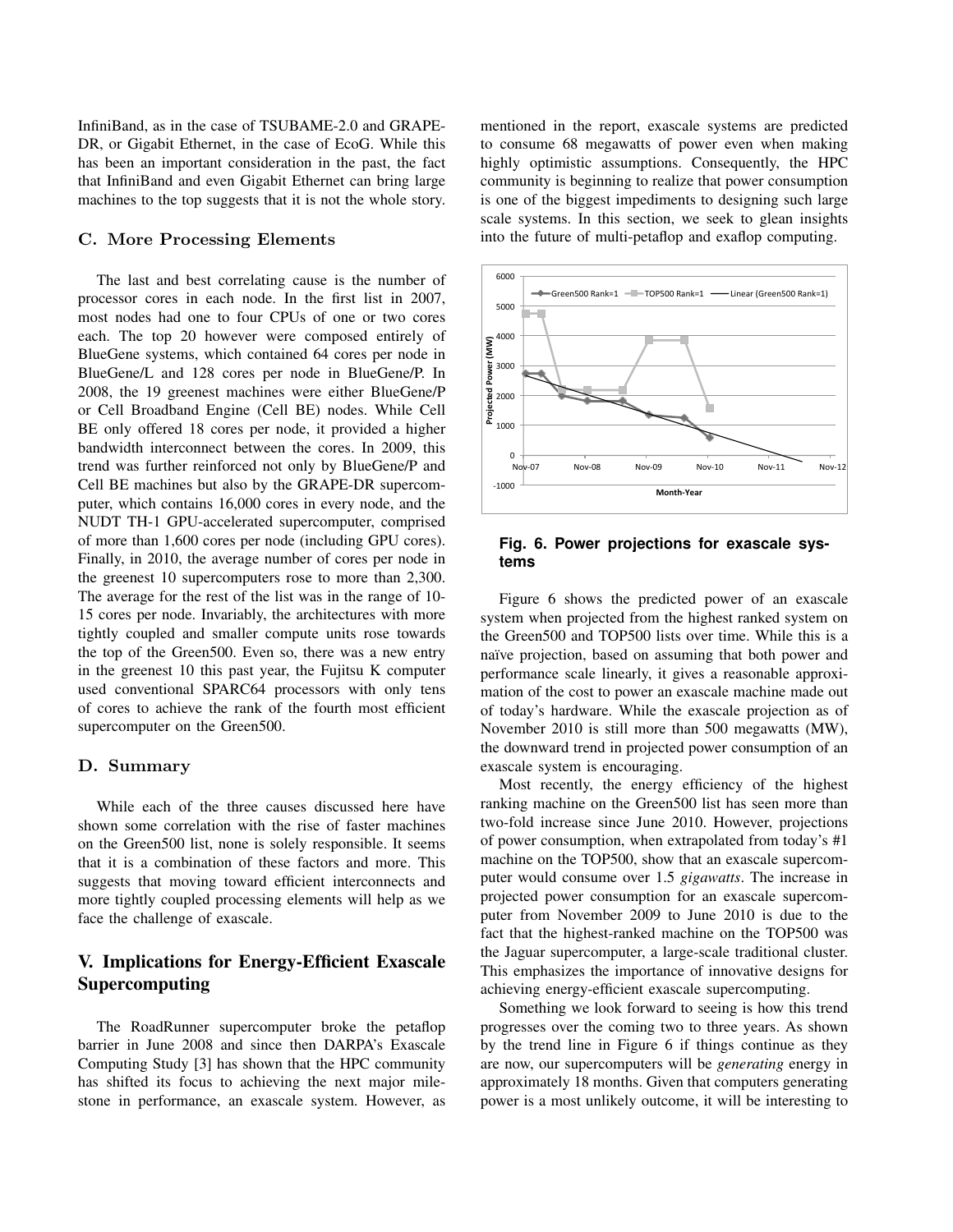InfiniBand, as in the case of TSUBAME-2.0 and GRAPE-DR, or Gigabit Ethernet, in the case of EcoG. While this has been an important consideration in the past, the fact that InfiniBand and even Gigabit Ethernet can bring large machines to the top suggests that it is not the whole story.

### C. More Processing Elements

The last and best correlating cause is the number of processor cores in each node. In the first list in 2007, most nodes had one to four CPUs of one or two cores each. The top 20 however were composed entirely of BlueGene systems, which contained 64 cores per node in BlueGene/L and 128 cores per node in BlueGene/P. In 2008, the 19 greenest machines were either BlueGene/P or Cell Broadband Engine (Cell BE) nodes. While Cell BE only offered 18 cores per node, it provided a higher bandwidth interconnect between the cores. In 2009, this trend was further reinforced not only by BlueGene/P and Cell BE machines but also by the GRAPE-DR supercomputer, which contains 16,000 cores in every node, and the NUDT TH-1 GPU-accelerated supercomputer, comprised of more than 1,600 cores per node (including GPU cores). Finally, in 2010, the average number of cores per node in the greenest 10 supercomputers rose to more than 2,300. The average for the rest of the list was in the range of 10-15 cores per node. Invariably, the architectures with more tightly coupled and smaller compute units rose towards the top of the Green500. Even so, there was a new entry in the greenest 10 this past year, the Fujitsu K computer used conventional SPARC64 processors with only tens of cores to achieve the rank of the fourth most efficient supercomputer on the Green500.

### D. Summary

While each of the three causes discussed here have shown some correlation with the rise of faster machines on the Green500 list, none is solely responsible. It seems that it is a combination of these factors and more. This suggests that moving toward efficient interconnects and more tightly coupled processing elements will help as we face the challenge of exascale.

## V. Implications for Energy-Efficient Exascale Supercomputing

The RoadRunner supercomputer broke the petaflop barrier in June 2008 and since then DARPA's Exascale Computing Study [3] has shown that the HPC community has shifted its focus to achieving the next major milestone in performance, an exascale system. However, as mentioned in the report, exascale systems are predicted to consume 68 megawatts of power even when making highly optimistic assumptions. Consequently, the HPC community is beginning to realize that power consumption is one of the biggest impediments to designing such large scale systems. In this section, we seek to glean insights into the future of multi-petaflop and exaflop computing.

**Fig. 6. Power projections for exascale systems**

Figure 6 shows the predicted power of an exascale system when projected from the highest ranked system on the Green500 and TOP500 lists over time. While this is a naïve projection, based on assuming that both power and performance scale linearly, it gives a reasonable approximation of the cost to power an exascale machine made out of today's hardware. While the exascale projection as of November 2010 is still more than 500 megawatts (MW), the downward trend in projected power consumption of an exascale system is encouraging.

Most recently, the energy efficiency of the highest ranking machine on the Green500 list has seen more than two-fold increase since June 2010. However, projections of power consumption, when extrapolated from today's #1 machine on the TOP500, show that an exascale supercomputer would consume over 1.5 *gigawatts*. The increase in projected power consumption for an exascale supercomputer from November 2009 to June 2010 is due to the fact that the highest-ranked machine on the TOP500 was the Jaguar supercomputer, a large-scale traditional cluster. This emphasizes the importance of innovative designs for achieving energy-efficient exascale supercomputing.

Something we look forward to seeing is how this trend progresses over the coming two to three years. As shown by the trend line in Figure 6 if things continue as they are now, our supercomputers will be *generating* energy in approximately 18 months. Given that computers generating power is a most unlikely outcome, it will be interesting to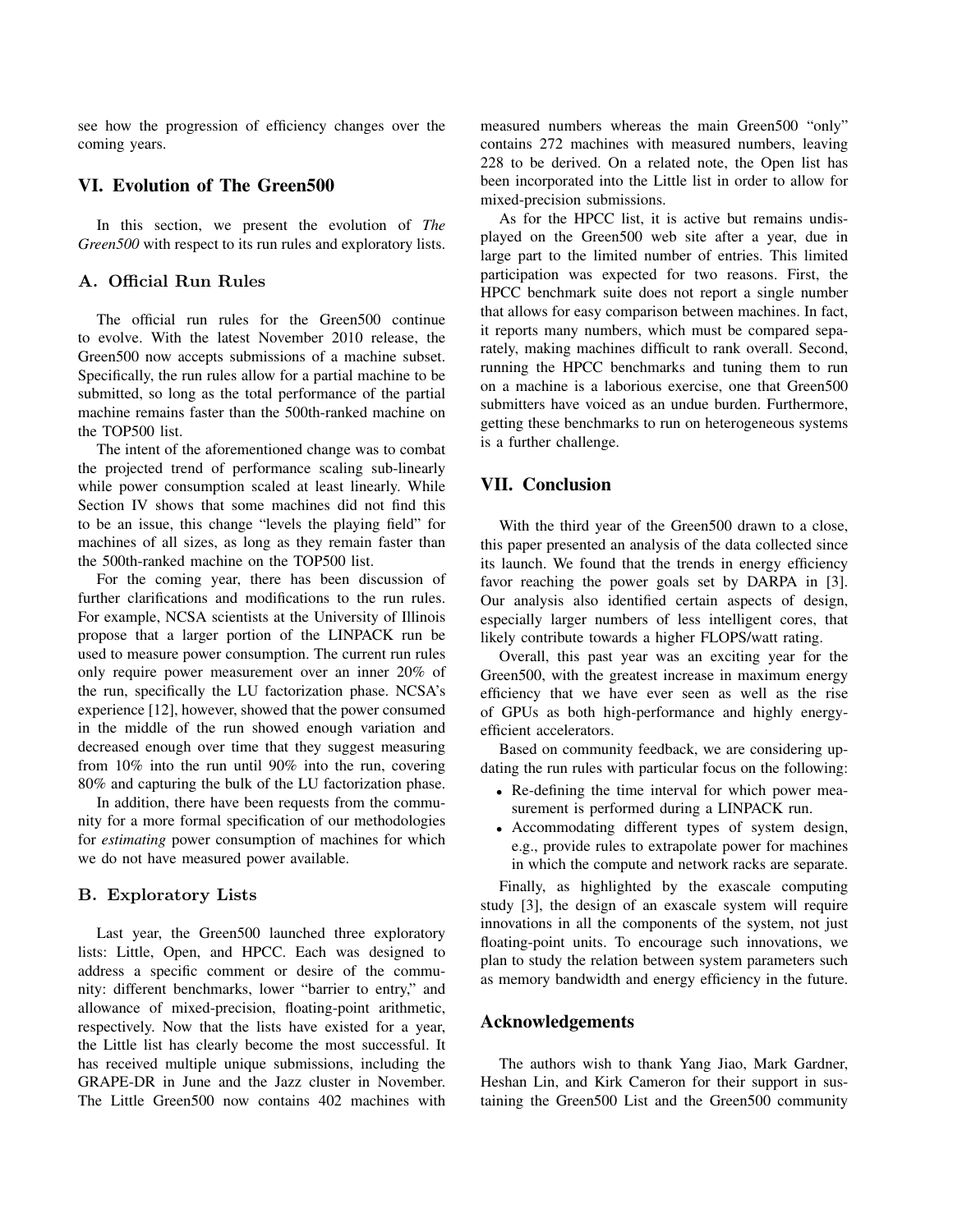see how the progression of efficiency changes over the coming years.

## VI. Evolution of The Green500

In this section, we present the evolution of *The Green500* with respect to its run rules and exploratory lists.

### A. Official Run Rules

The official run rules for the Green500 continue to evolve. With the latest November 2010 release, the Green500 now accepts submissions of a machine subset. Specifically, the run rules allow for a partial machine to be submitted, so long as the total performance of the partial machine remains faster than the 500th-ranked machine on the TOP500 list.

The intent of the aforementioned change was to combat the projected trend of performance scaling sub-linearly while power consumption scaled at least linearly. While Section IV shows that some machines did not find this to be an issue, this change "levels the playing field" for machines of all sizes, as long as they remain faster than the 500th-ranked machine on the TOP500 list.

For the coming year, there has been discussion of further clarifications and modifications to the run rules. For example, NCSA scientists at the University of Illinois propose that a larger portion of the LINPACK run be used to measure power consumption. The current run rules only require power measurement over an inner 20% of the run, specifically the LU factorization phase. NCSA's experience [12], however, showed that the power consumed in the middle of the run showed enough variation and decreased enough over time that they suggest measuring from 10% into the run until 90% into the run, covering 80% and capturing the bulk of the LU factorization phase.

In addition, there have been requests from the community for a more formal specification of our methodologies for *estimating* power consumption of machines for which we do not have measured power available.

### B. Exploratory Lists

Last year, the Green500 launched three exploratory lists: Little, Open, and HPCC. Each was designed to address a specific comment or desire of the community: different benchmarks, lower "barrier to entry," and allowance of mixed-precision, floating-point arithmetic, respectively. Now that the lists have existed for a year, the Little list has clearly become the most successful. It has received multiple unique submissions, including the GRAPE-DR in June and the Jazz cluster in November. The Little Green500 now contains 402 machines with measured numbers whereas the main Green500 "only" contains 272 machines with measured numbers, leaving 228 to be derived. On a related note, the Open list has been incorporated into the Little list in order to allow for mixed-precision submissions.

As for the HPCC list, it is active but remains undisplayed on the Green500 web site after a year, due in large part to the limited number of entries. This limited participation was expected for two reasons. First, the HPCC benchmark suite does not report a single number that allows for easy comparison between machines. In fact, it reports many numbers, which must be compared separately, making machines difficult to rank overall. Second, running the HPCC benchmarks and tuning them to run on a machine is a laborious exercise, one that Green500 submitters have voiced as an undue burden. Furthermore, getting these benchmarks to run on heterogeneous systems is a further challenge.

## VII. Conclusion

With the third year of the Green500 drawn to a close, this paper presented an analysis of the data collected since its launch. We found that the trends in energy efficiency favor reaching the power goals set by DARPA in [3]. Our analysis also identified certain aspects of design, especially larger numbers of less intelligent cores, that likely contribute towards a higher FLOPS/watt rating.

Overall, this past year was an exciting year for the Green500, with the greatest increase in maximum energy efficiency that we have ever seen as well as the rise of GPUs as both high-performance and highly energy-efficient accelerators.

Based on community feedback, we are considering updating the run rules with particular focus on the following:

- Re-defining the time interval for which power measurement is performed during a LINPACK run.
- Accommodating different types of system design, e.g., provide rules to extrapolate power for machines in which the compute and network racks are separate.

Finally, as highlighted by the exascale computing study [3], the design of an exascale system will require innovations in all the components of the system, not just floating-point units. To encourage such innovations, we plan to study the relation between system parameters such as memory bandwidth and energy efficiency in the future.

## Acknowledgements

The authors wish to thank Yang Jiao, Mark Gardner, Heshan Lin, and Kirk Cameron for their support in sustaining the Green500 List and the Green500 community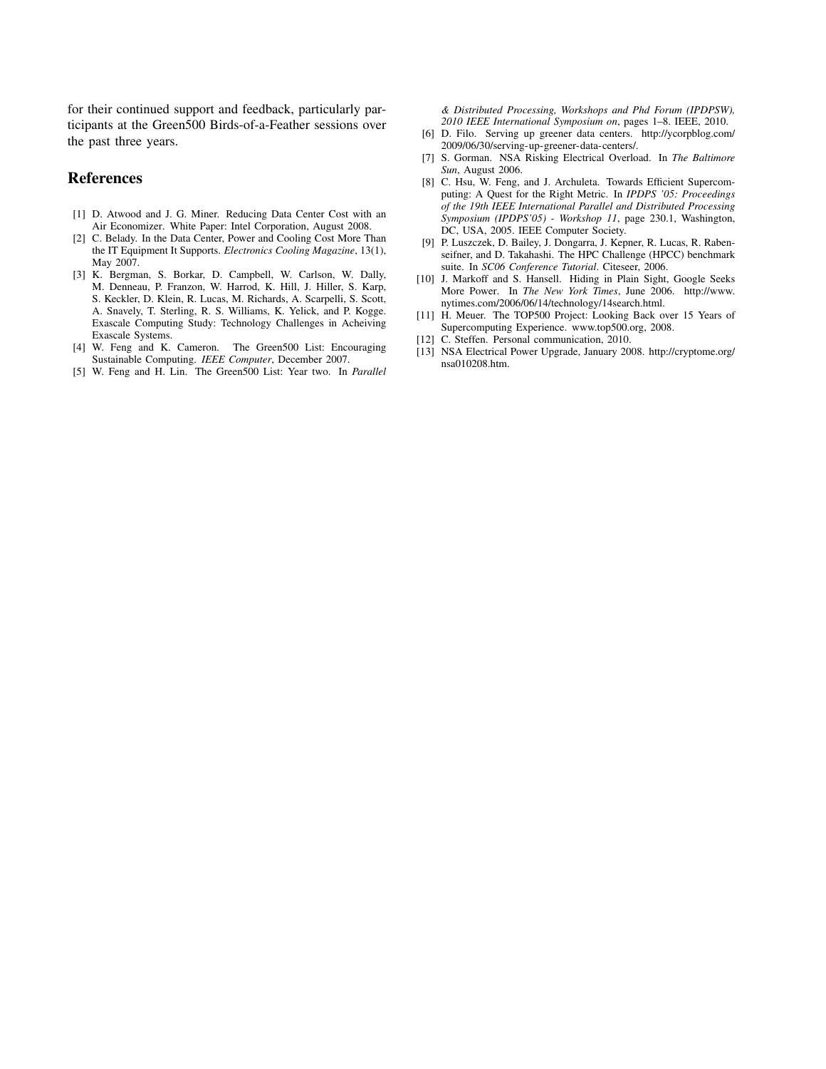for their continued support and feedback, particularly participants at the Green500 Birds-of-a-Feather sessions over the past three years.

## References

[1] D. Atwood and J. G. Miner. Reducing Data Center Cost with an Air Economizer. White Paper: Intel Corporation, August 2008.

[2] C. Belady. In the Data Center, Power and Cooling Cost More Than the IT Equipment It Supports. *Electronics Cooling Magazine*, 13(1), May 2007.

[3] K. Bergman, S. Borkar, D. Campbell, W. Carlson, W. Dally, M. Denneau, P. Franzon, W. Harrod, K. Hill, J. Hiller, S. Karp, S. Keckler, D. Klein, R. Lucas, M. Richards, A. Scarpelli, S. Scott, A. Snavely, T. Sterling, R. S. Williams, K. Yelick, and P. Kogge. Exascale Computing Study: Technology Challenges in Acheiving Exascale Systems.

[4] W. Feng and K. Cameron. The Green500 List: Encouraging Sustainable Computing. *IEEE Computer*, December 2007.

[5] W. Feng and H. Lin. The Green500 List: Year two. In *Parallel & Distributed Processing, Workshops and Phd Forum (IPDPSW), 2010 IEEE International Symposium on*, pages 1–8. IEEE, 2010.

[6] D. Filo. Serving up greener data centers. http://ycorpblog.com/2009/06/30/serving-up-greener-data-centers/.

[7] S. Gorman. NSA Risking Electrical Overload. In *The Baltimore Sun*, August 2006.

[8] C. Hsu, W. Feng, and J. Archuleta. Towards Efficient Supercomputing: A Quest for the Right Metric. In *IPDPS '05: Proceedings of the 19th IEEE International Parallel and Distributed Processing Symposium (IPDPS'05) - Workshop 11*, page 230.1, Washington, DC, USA, 2005. IEEE Computer Society.

[9] P. Luszczek, D. Bailey, J. Dongarra, J. Kepner, R. Lucas, R. Rabenseifner, and D. Takahashi. The HPC Challenge (HPCC) benchmark suite. In *SC06 Conference Tutorial*. Citeseer, 2006.

[10] J. Markoff and S. Hansell. Hiding in Plain Sight, Google Seeks More Power. In *The New York Times*, June 2006. http://www.nytimes.com/2006/06/14/technology/14search.html.

[11] H. Meuer. The TOP500 Project: Looking Back over 15 Years of Supercomputing Experience. www.top500.org, 2008.

[12] C. Steffen. Personal communication, 2010.

[13] NSA Electrical Power Upgrade, January 2008. http://cryptome.org/nsa010208.htm.